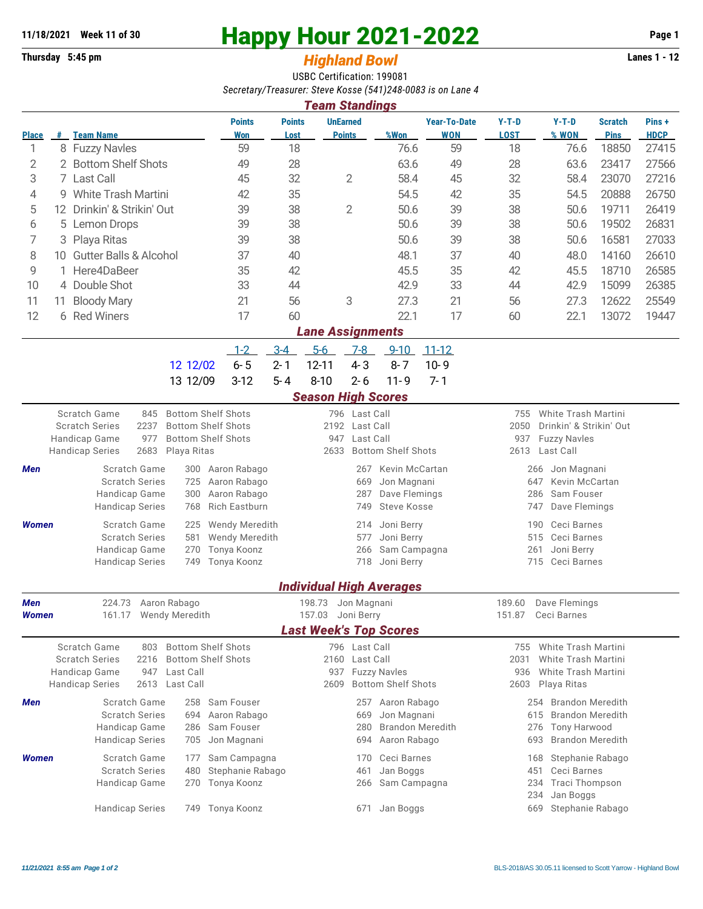**11/18/2021 Week 11 of 30**

**Thursday 5:45 pm**

# Happy Hour 2021-2022

## *Highland Bowl*

**Lanes 1 - 12**

USBC Certification: 199081

*Secretary/Treasurer: Steve Kosse (541)248-0083 is on Lane 4*

### *Team Standings*

| Place | # | Team Name | Points Won | Points Lost | UnEarned Points | %Won | Year-To-Date WON | Y-T-D LOST | Y-T-D % WON | Scratch Pins | Pins + HDCP |
|---|---|---|---|---|---|---|---|---|---|---|---|
| 1 | 8 | Fuzzy Navles | 59 | 18 | | 76.6 | 59 | 18 | 76.6 | 18850 | 27415 |
| 2 | 2 | Bottom Shelf Shots | 49 | 28 | | 63.6 | 49 | 28 | 63.6 | 23417 | 27566 |
| 3 | 7 | Last Call | 45 | 32 | 2 | 58.4 | 45 | 32 | 58.4 | 23070 | 27216 |
| 4 | 9 | White Trash Martini | 42 | 35 | | 54.5 | 42 | 35 | 54.5 | 20888 | 26750 |
| 5 | 12 | Drinkin' & Strikin' Out | 39 | 38 | 2 | 50.6 | 39 | 38 | 50.6 | 19711 | 26419 |
| 6 | 5 | Lemon Drops | 39 | 38 | | 50.6 | 39 | 38 | 50.6 | 19502 | 26831 |
| 7 | 3 | Playa Ritas | 39 | 38 | | 50.6 | 39 | 38 | 50.6 | 16581 | 27033 |
| 8 | 10 | Gutter Balls & Alcohol | 37 | 40 | | 48.1 | 37 | 40 | 48.0 | 14160 | 26610 |
| 9 | 1 | Here4DaBeer | 35 | 42 | | 45.5 | 35 | 42 | 45.5 | 18710 | 26585 |
| 10 | 4 | Double Shot | 33 | 44 | | 42.9 | 33 | 44 | 42.9 | 15099 | 26385 |
| 11 | 11 | Bloody Mary | 21 | 56 | 3 | 27.3 | 21 | 56 | 27.3 | 12622 | 25549 |
| 12 | 6 | Red Winers | 17 | 60 | | 22.1 | 17 | 60 | 22.1 | 13072 | 19447 |

### *Lane Assignments*

| | 1-2 | 3-4 | 5-6 | 7-8 | 9-10 | 11-12 |
|---|---|---|---|---|---|---|
| 12 12/02 | 6- 5 | 2- 1 | 12-11 | 4- 3 | 8- 7 | 10- 9 |
| 13 12/09 | 3-12 | 5- 4 | 8-10 | 2- 6 | 11- 9 | 7- 1 |

### *Season High Scores*

| | | | | | | |
|---|---|---|---|---|---|---|
| Scratch Game | 845 | Bottom Shelf Shots | 796 | Last Call | 755 | White Trash Martini |
| Scratch Series | 2237 | Bottom Shelf Shots | 2192 | Last Call | 2050 | Drinkin' & Strikin' Out |
| Handicap Game | 977 | Bottom Shelf Shots | 947 | Last Call | 937 | Fuzzy Navles |
| Handicap Series | 2683 | Playa Ritas | 2633 | Bottom Shelf Shots | 2613 | Last Call |

| | | | | | | | |
|---|---|---|---|---|---|---|---|
| ***Men*** | Scratch Game | 300 | Aaron Rabago | 267 | Kevin McCartan | 266 | Jon Magnani |
| | Scratch Series | 725 | Aaron Rabago | 669 | Jon Magnani | 647 | Kevin McCartan |
| | Handicap Game | 300 | Aaron Rabago | 287 | Dave Flemings | 286 | Sam Fouser |
| | Handicap Series | 768 | Rich Eastburn | 749 | Steve Kosse | 747 | Dave Flemings |
| ***Women*** | Scratch Game | 225 | Wendy Meredith | 214 | Joni Berry | 190 | Ceci Barnes |
| | Scratch Series | 581 | Wendy Meredith | 577 | Joni Berry | 515 | Ceci Barnes |
| | Handicap Game | 270 | Tonya Koonz | 266 | Sam Campagna | 261 | Joni Berry |
| | Handicap Series | 749 | Tonya Koonz | 718 | Joni Berry | 715 | Ceci Barnes |

### *Individual High Averages*

| | | | | | | |
|---|---|---|---|---|---|---|
| ***Men*** | 224.73 | Aaron Rabago | 198.73 | Jon Magnani | 189.60 | Dave Flemings |
| ***Women*** | 161.17 | Wendy Meredith | 157.03 | Joni Berry | 151.87 | Ceci Barnes |

### *Last Week's Top Scores*

| | | | | | | |
|---|---|---|---|---|---|---|
| Scratch Game | 803 | Bottom Shelf Shots | 796 | Last Call | 755 | White Trash Martini |
| Scratch Series | 2216 | Bottom Shelf Shots | 2160 | Last Call | 2031 | White Trash Martini |
| Handicap Game | 947 | Last Call | 937 | Fuzzy Navles | 936 | White Trash Martini |
| Handicap Series | 2613 | Last Call | 2609 | Bottom Shelf Shots | 2603 | Playa Ritas |

| | | | | | | | |
|---|---|---|---|---|---|---|---|
| ***Men*** | Scratch Game | 258 | Sam Fouser | 257 | Aaron Rabago | 254 | Brandon Meredith |
| | Scratch Series | 694 | Aaron Rabago | 669 | Jon Magnani | 615 | Brandon Meredith |
| | Handicap Game | 286 | Sam Fouser | 280 | Brandon Meredith | 276 | Tony Harwood |
| | Handicap Series | 705 | Jon Magnani | 694 | Aaron Rabago | 693 | Brandon Meredith |
| ***Women*** | Scratch Game | 177 | Sam Campagna | 170 | Ceci Barnes | 168 | Stephanie Rabago |
| | Scratch Series | 480 | Stephanie Rabago | 461 | Jan Boggs | 451 | Ceci Barnes |
| | Handicap Game | 270 | Tonya Koonz | 266 | Sam Campagna | 234 | Traci Thompson |
| | | | | | | 234 | Jan Boggs |
| | Handicap Series | 749 | Tonya Koonz | 671 | Jan Boggs | 669 | Stephanie Rabago |

*11/21/2021 8:55 am*

BLS-2018/AS 30.05.11 licensed to Scott Yarrow - Highland Bowl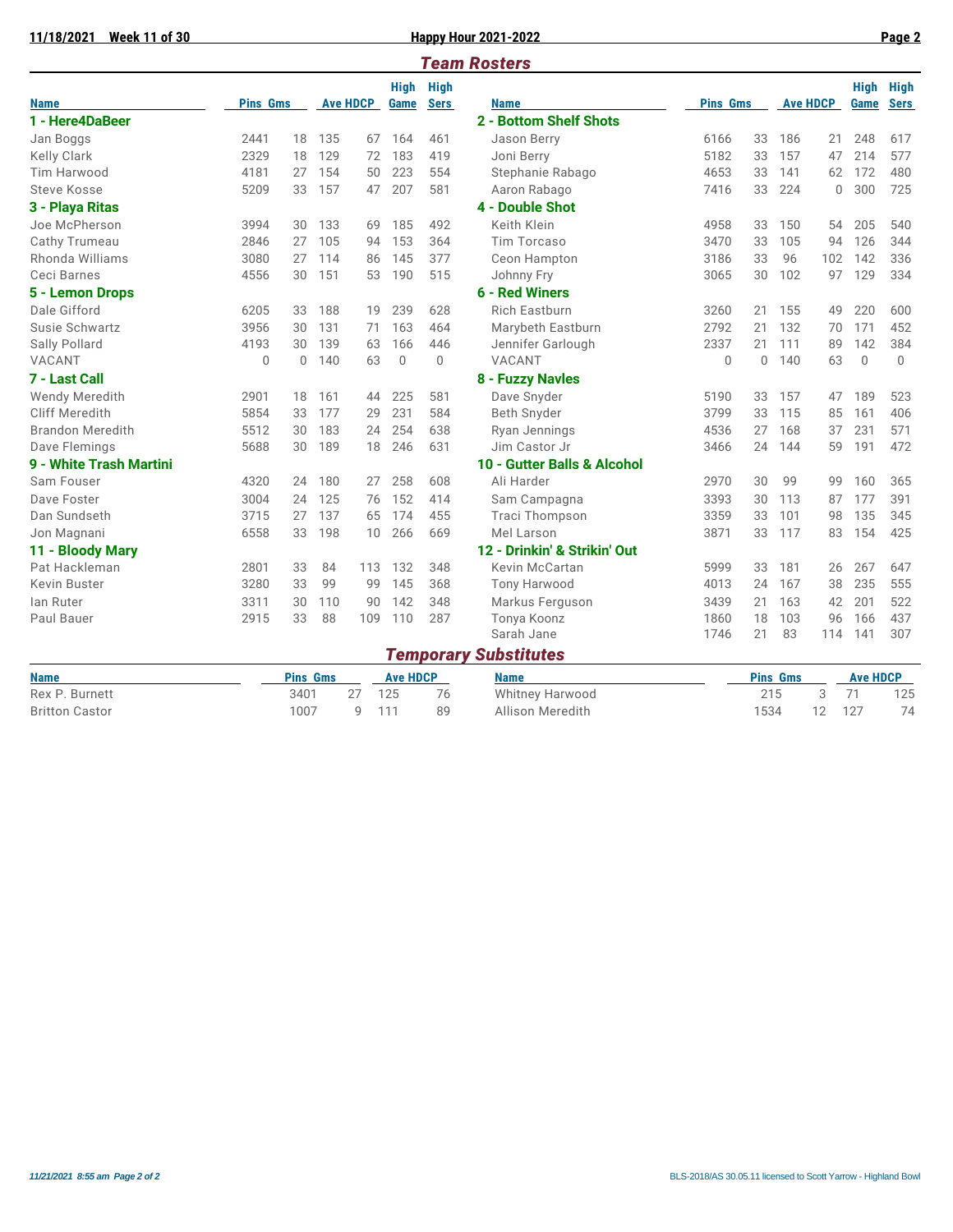## Team Rosters

| Name | Pins | Gms | Ave | HDCP | High Game | High Sers |
|---|---|---|---|---|---|---|
| **1 - Here4DaBeer** | | | | | | |
| Jan Boggs | 2441 | 18 | 135 | 67 | 164 | 461 |
| Kelly Clark | 2329 | 18 | 129 | 72 | 183 | 419 |
| Tim Harwood | 4181 | 27 | 154 | 50 | 223 | 554 |
| Steve Kosse | 5209 | 33 | 157 | 47 | 207 | 581 |
| **2 - Bottom Shelf Shots** | | | | | | |
| Jason Berry | 6166 | 33 | 186 | 21 | 248 | 617 |
| Joni Berry | 5182 | 33 | 157 | 47 | 214 | 577 |
| Stephanie Rabago | 4653 | 33 | 141 | 62 | 172 | 480 |
| Aaron Rabago | 7416 | 33 | 224 | 0 | 300 | 725 |
| **3 - Playa Ritas** | | | | | | |
| Joe McPherson | 3994 | 30 | 133 | 69 | 185 | 492 |
| Cathy Trumeau | 2846 | 27 | 105 | 94 | 153 | 364 |
| Rhonda Williams | 3080 | 27 | 114 | 86 | 145 | 377 |
| Ceci Barnes | 4556 | 30 | 151 | 53 | 190 | 515 |
| **4 - Double Shot** | | | | | | |
| Keith Klein | 4958 | 33 | 150 | 54 | 205 | 540 |
| Tim Torcaso | 3470 | 33 | 105 | 94 | 126 | 344 |
| Ceon Hampton | 3186 | 33 | 96 | 102 | 142 | 336 |
| Johnny Fry | 3065 | 30 | 102 | 97 | 129 | 334 |
| **5 - Lemon Drops** | | | | | | |
| Dale Gifford | 6205 | 33 | 188 | 19 | 239 | 628 |
| Susie Schwartz | 3956 | 30 | 131 | 71 | 163 | 464 |
| Sally Pollard | 4193 | 30 | 139 | 63 | 166 | 446 |
| VACANT | 0 | 0 | 140 | 63 | 0 | 0 |
| **6 - Red Winers** | | | | | | |
| Rich Eastburn | 3260 | 21 | 155 | 49 | 220 | 600 |
| Marybeth Eastburn | 2792 | 21 | 132 | 70 | 171 | 452 |
| Jennifer Garlough | 2337 | 21 | 111 | 89 | 142 | 384 |
| VACANT | 0 | 0 | 140 | 63 | 0 | 0 |
| **7 - Last Call** | | | | | | |
| Wendy Meredith | 2901 | 18 | 161 | 44 | 225 | 581 |
| Cliff Meredith | 5854 | 33 | 177 | 29 | 231 | 584 |
| Brandon Meredith | 5512 | 30 | 183 | 24 | 254 | 638 |
| Dave Flemings | 5688 | 30 | 189 | 18 | 246 | 631 |
| **8 - Fuzzy Navles** | | | | | | |
| Dave Snyder | 5190 | 33 | 157 | 47 | 189 | 523 |
| Beth Snyder | 3799 | 33 | 115 | 85 | 161 | 406 |
| Ryan Jennings | 4536 | 27 | 168 | 37 | 231 | 571 |
| Jim Castor Jr | 3466 | 24 | 144 | 59 | 191 | 472 |
| **9 - White Trash Martini** | | | | | | |
| Sam Fouser | 4320 | 24 | 180 | 27 | 258 | 608 |
| Dave Foster | 3004 | 24 | 125 | 76 | 152 | 414 |
| Dan Sundseth | 3715 | 27 | 137 | 65 | 174 | 455 |
| Jon Magnani | 6558 | 33 | 198 | 10 | 266 | 669 |
| **10 - Gutter Balls & Alcohol** | | | | | | |
| Ali Harder | 2970 | 30 | 99 | 99 | 160 | 365 |
| Sam Campagna | 3393 | 30 | 113 | 87 | 177 | 391 |
| Traci Thompson | 3359 | 33 | 101 | 98 | 135 | 345 |
| Mel Larson | 3871 | 33 | 117 | 83 | 154 | 425 |
| **11 - Bloody Mary** | | | | | | |
| Pat Hackleman | 2801 | 33 | 84 | 113 | 132 | 348 |
| Kevin Buster | 3280 | 33 | 99 | 99 | 145 | 368 |
| Ian Ruter | 3311 | 30 | 110 | 90 | 142 | 348 |
| Paul Bauer | 2915 | 33 | 88 | 109 | 110 | 287 |
| **12 - Drinkin' & Strikin' Out** | | | | | | |
| Kevin McCartan | 5999 | 33 | 181 | 26 | 267 | 647 |
| Tony Harwood | 4013 | 24 | 167 | 38 | 235 | 555 |
| Markus Ferguson | 3439 | 21 | 163 | 42 | 201 | 522 |
| Tonya Koonz | 1860 | 18 | 103 | 96 | 166 | 437 |
| Sarah Jane | 1746 | 21 | 83 | 114 | 141 | 307 |

## Temporary Substitutes

| Name | Pins | Gms | Ave | HDCP |
|---|---|---|---|---|
| Rex P. Burnett | 3401 | 27 | 125 | 76 |
| Britton Castor | 1007 | 9 | 111 | 89 |
| Whitney Harwood | 215 | 3 | 71 | 125 |
| Allison Meredith | 1534 | 12 | 127 | 74 |